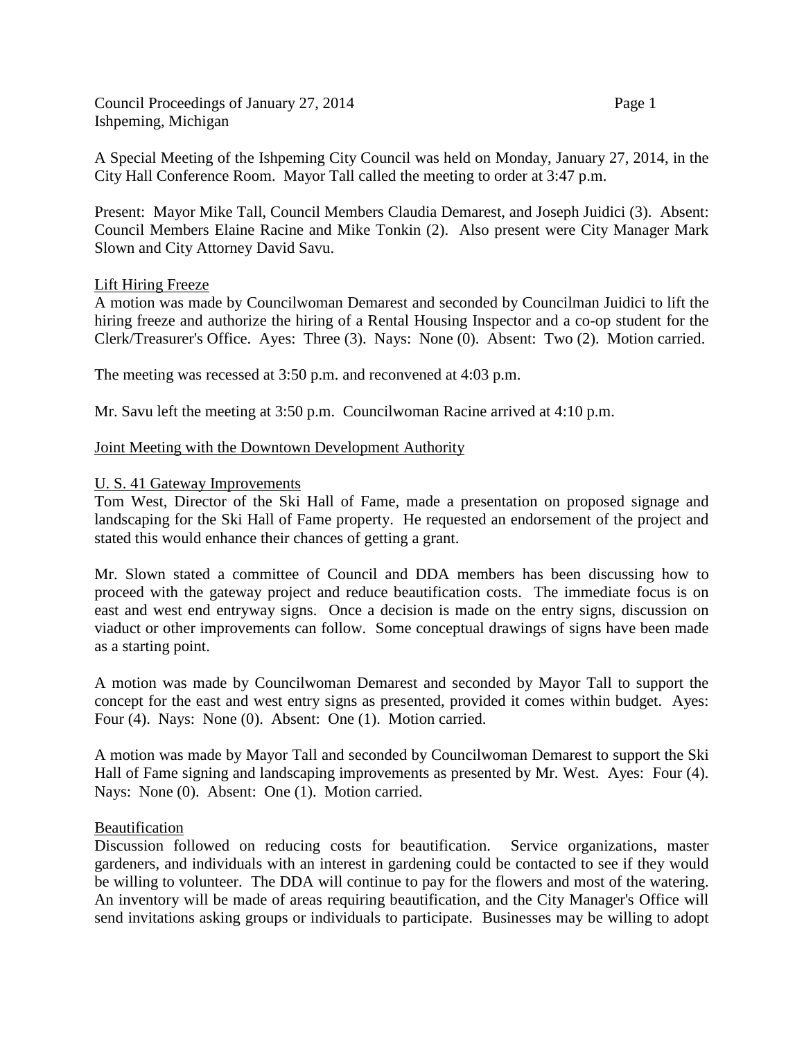Council Proceedings of January 27, 2014
Ishpeming, Michigan

A Special Meeting of the Ishpeming City Council was held on Monday, January 27, 2014, in the City Hall Conference Room. Mayor Tall called the meeting to order at 3:47 p.m.

Present: Mayor Mike Tall, Council Members Claudia Demarest, and Joseph Juidici (3). Absent: Council Members Elaine Racine and Mike Tonkin (2). Also present were City Manager Mark Slown and City Attorney David Savu.

## Lift Hiring Freeze

A motion was made by Councilwoman Demarest and seconded by Councilman Juidici to lift the hiring freeze and authorize the hiring of a Rental Housing Inspector and a co-op student for the Clerk/Treasurer's Office. Ayes: Three (3). Nays: None (0). Absent: Two (2). Motion carried.

The meeting was recessed at 3:50 p.m. and reconvened at 4:03 p.m.

Mr. Savu left the meeting at 3:50 p.m. Councilwoman Racine arrived at 4:10 p.m.

## Joint Meeting with the Downtown Development Authority

## U. S. 41 Gateway Improvements

Tom West, Director of the Ski Hall of Fame, made a presentation on proposed signage and landscaping for the Ski Hall of Fame property. He requested an endorsement of the project and stated this would enhance their chances of getting a grant.

Mr. Slown stated a committee of Council and DDA members has been discussing how to proceed with the gateway project and reduce beautification costs. The immediate focus is on east and west end entryway signs. Once a decision is made on the entry signs, discussion on viaduct or other improvements can follow. Some conceptual drawings of signs have been made as a starting point.

A motion was made by Councilwoman Demarest and seconded by Mayor Tall to support the concept for the east and west entry signs as presented, provided it comes within budget. Ayes: Four (4). Nays: None (0). Absent: One (1). Motion carried.

A motion was made by Mayor Tall and seconded by Councilwoman Demarest to support the Ski Hall of Fame signing and landscaping improvements as presented by Mr. West. Ayes: Four (4). Nays: None (0). Absent: One (1). Motion carried.

## Beautification

Discussion followed on reducing costs for beautification. Service organizations, master gardeners, and individuals with an interest in gardening could be contacted to see if they would be willing to volunteer. The DDA will continue to pay for the flowers and most of the watering. An inventory will be made of areas requiring beautification, and the City Manager's Office will send invitations asking groups or individuals to participate. Businesses may be willing to adopt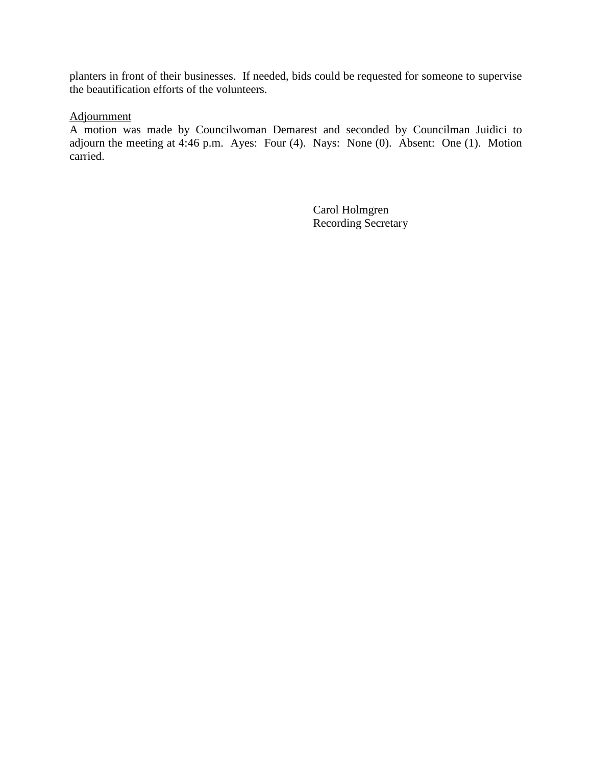planters in front of their businesses. If needed, bids could be requested for someone to supervise the beautification efforts of the volunteers.

<u>Adjournment</u>

A motion was made by Councilwoman Demarest and seconded by Councilman Juidici to adjourn the meeting at 4:46 p.m. Ayes: Four (4). Nays: None (0). Absent: One (1). Motion carried.

Carol Holmgren
Recording Secretary